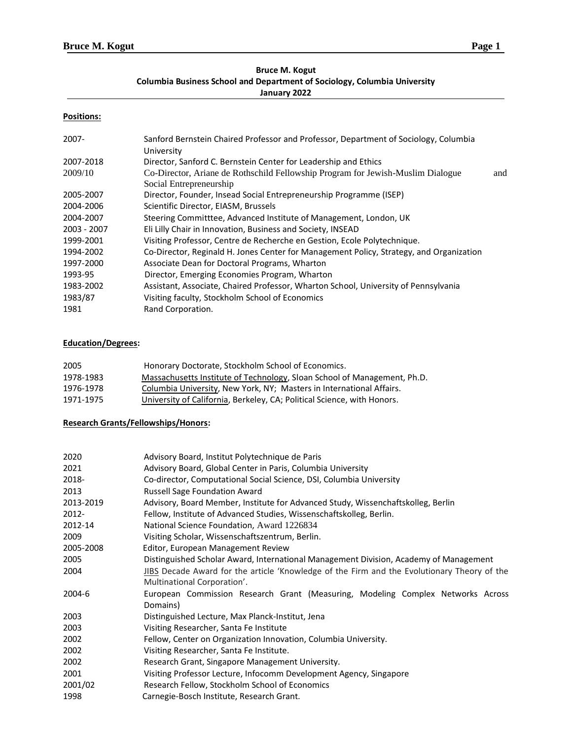**Bruce M. Kogut**
**Columbia Business School and Department of Sociology, Columbia University**
**January 2022**

## Positions:

| | |
|---|---|
| 2007- | Sanford Bernstein Chaired Professor and Professor, Department of Sociology, Columbia University |
| 2007-2018 | Director, Sanford C. Bernstein Center for Leadership and Ethics |
| 2009/10 | Co-Director, Ariane de Rothschild Fellowship Program for Jewish-Muslim Dialogue and Social Entrepreneurship |
| 2005-2007 | Director, Founder, Insead Social Entrepreneurship Programme (ISEP) |
| 2004-2006 | Scientific Director, EIASM, Brussels |
| 2004-2007 | Steering Committtee, Advanced Institute of Management, London, UK |
| 2003 - 2007 | Eli Lilly Chair in Innovation, Business and Society, INSEAD |
| 1999-2001 | Visiting Professor, Centre de Recherche en Gestion, Ecole Polytechnique. |
| 1994-2002 | Co-Director, Reginald H. Jones Center for Management Policy, Strategy, and Organization |
| 1997-2000 | Associate Dean for Doctoral Programs, Wharton |
| 1993-95 | Director, Emerging Economies Program, Wharton |
| 1983-2002 | Assistant, Associate, Chaired Professor, Wharton School, University of Pennsylvania |
| 1983/87 | Visiting faculty, Stockholm School of Economics |
| 1981 | Rand Corporation. |

## Education/Degrees:

| | |
|---|---|
| 2005 | Honorary Doctorate, Stockholm School of Economics. |
| 1978-1983 | Massachusetts Institute of Technology, Sloan School of Management, Ph.D. |
| 1976-1978 | Columbia University, New York, NY; Masters in International Affairs. |
| 1971-1975 | University of California, Berkeley, CA; Political Science, with Honors. |

## Research Grants/Fellowships/Honors:

| | |
|---|---|
| 2020 | Advisory Board, Institut Polytechnique de Paris |
| 2021 | Advisory Board, Global Center in Paris, Columbia University |
| 2018- | Co-director, Computational Social Science, DSI, Columbia University |
| 2013 | Russell Sage Foundation Award |
| 2013-2019 | Advisory, Board Member, Institute for Advanced Study, Wissenchaftskolleg, Berlin |
| 2012- | Fellow, Institute of Advanced Studies, Wissenschaftskolleg, Berlin. |
| 2012-14 | National Science Foundation, Award 1226834 |
| 2009 | Visiting Scholar, Wissenschaftszentrum, Berlin. |
| 2005-2008 | Editor, European Management Review |
| 2005 | Distinguished Scholar Award, International Management Division, Academy of Management |
| 2004 | JIBS Decade Award for the article 'Knowledge of the Firm and the Evolutionary Theory of the Multinational Corporation'. |
| 2004-6 | European Commission Research Grant (Measuring, Modeling Complex Networks Across Domains) |
| 2003 | Distinguished Lecture, Max Planck-Institut, Jena |
| 2003 | Visiting Researcher, Santa Fe Institute |
| 2002 | Fellow, Center on Organization Innovation, Columbia University. |
| 2002 | Visiting Researcher, Santa Fe Institute. |
| 2002 | Research Grant, Singapore Management University. |
| 2001 | Visiting Professor Lecture, Infocomm Development Agency, Singapore |
| 2001/02 | Research Fellow, Stockholm School of Economics |
| 1998 | Carnegie-Bosch Institute, Research Grant. |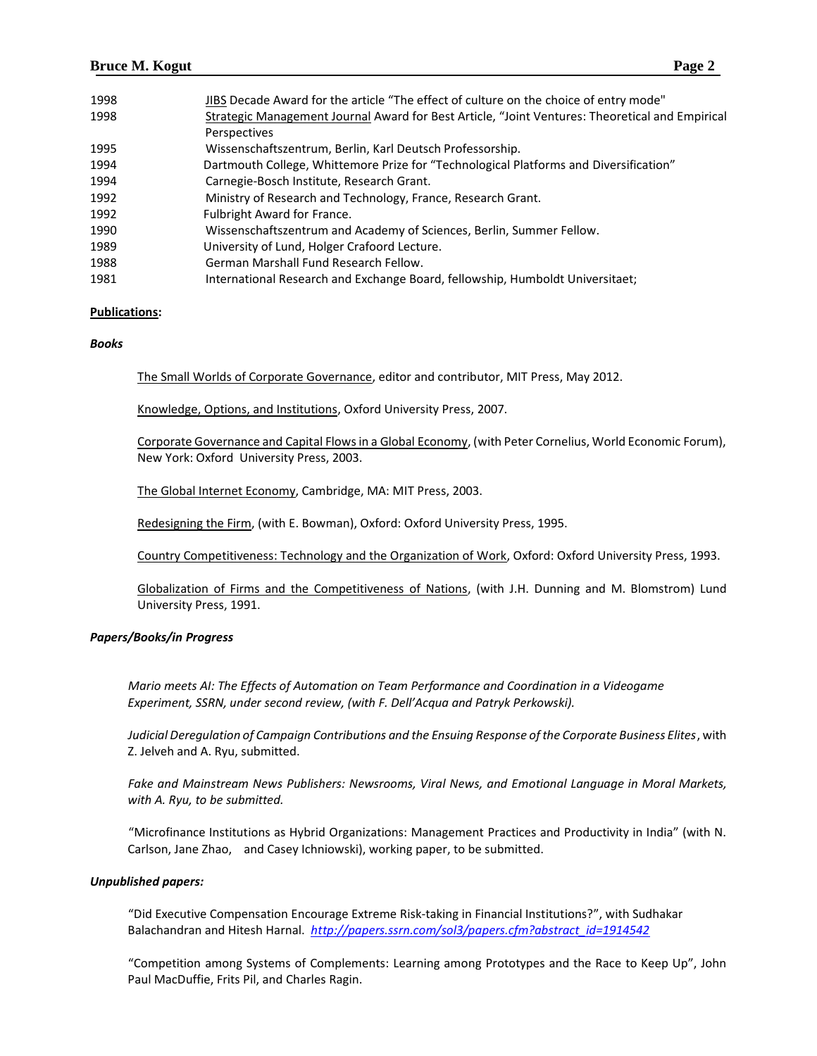| | |
|---|---|
| 1998 | JIBS Decade Award for the article "The effect of culture on the choice of entry mode" |
| 1998 | Strategic Management Journal Award for Best Article, "Joint Ventures: Theoretical and Empirical Perspectives |
| 1995 | Wissenschaftszentrum, Berlin, Karl Deutsch Professorship. |
| 1994 | Dartmouth College, Whittemore Prize for "Technological Platforms and Diversification" |
| 1994 | Carnegie-Bosch Institute, Research Grant. |
| 1992 | Ministry of Research and Technology, France, Research Grant. |
| 1992 | Fulbright Award for France. |
| 1990 | Wissenschaftszentrum and Academy of Sciences, Berlin, Summer Fellow. |
| 1989 | University of Lund, Holger Crafoord Lecture. |
| 1988 | German Marshall Fund Research Fellow. |
| 1981 | International Research and Exchange Board, fellowship, Humboldt Universitaet; |

**Publications:**

***Books***

The Small Worlds of Corporate Governance, editor and contributor, MIT Press, May 2012.

Knowledge, Options, and Institutions, Oxford University Press, 2007.

Corporate Governance and Capital Flows in a Global Economy, (with Peter Cornelius, World Economic Forum), New York: Oxford University Press, 2003.

The Global Internet Economy, Cambridge, MA: MIT Press, 2003.

Redesigning the Firm, (with E. Bowman), Oxford: Oxford University Press, 1995.

Country Competitiveness: Technology and the Organization of Work, Oxford: Oxford University Press, 1993.

Globalization of Firms and the Competitiveness of Nations, (with J.H. Dunning and M. Blomstrom) Lund University Press, 1991.

***Papers/Books/in Progress***

*Mario meets AI: The Effects of Automation on Team Performance and Coordination in a Videogame Experiment, SSRN, under second review, (with F. Dell'Acqua and Patryk Perkowski).*

*Judicial Deregulation of Campaign Contributions and the Ensuing Response of the Corporate Business Elites*, with Z. Jelveh and A. Ryu, submitted.

*Fake and Mainstream News Publishers: Newsrooms, Viral News, and Emotional Language in Moral Markets, with A. Ryu, to be submitted.*

"Microfinance Institutions as Hybrid Organizations: Management Practices and Productivity in India" (with N. Carlson, Jane Zhao, and Casey Ichniowski), working paper, to be submitted.

***Unpublished papers:***

"Did Executive Compensation Encourage Extreme Risk-taking in Financial Institutions?", with Sudhakar Balachandran and Hitesh Harnal. *http://papers.ssrn.com/sol3/papers.cfm?abstract_id=1914542*

"Competition among Systems of Complements: Learning among Prototypes and the Race to Keep Up", John Paul MacDuffie, Frits Pil, and Charles Ragin.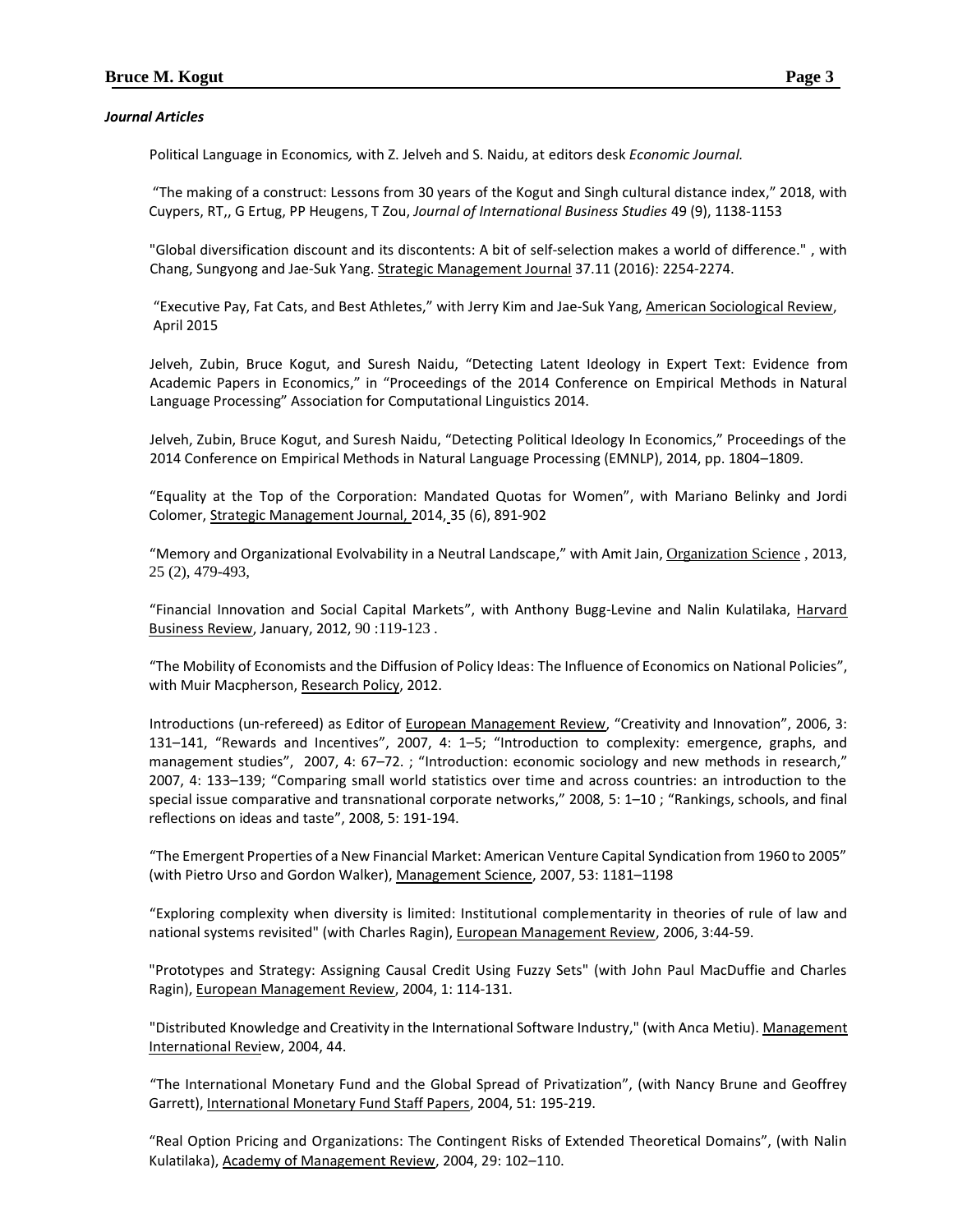### *Journal Articles*

Political Language in Economics*,* with Z. Jelveh and S. Naidu, at editors desk *Economic Journal.*

"The making of a construct: Lessons from 30 years of the Kogut and Singh cultural distance index," 2018, with Cuypers, RT,, G Ertug, PP Heugens, T Zou, *Journal of International Business Studies* 49 (9), 1138-1153

"Global diversification discount and its discontents: A bit of self-selection makes a world of difference." , with Chang, Sungyong and Jae-Suk Yang. Strategic Management Journal 37.11 (2016): 2254-2274.

"Executive Pay, Fat Cats, and Best Athletes," with Jerry Kim and Jae-Suk Yang, American Sociological Review, April 2015

Jelveh, Zubin, Bruce Kogut, and Suresh Naidu, "Detecting Latent Ideology in Expert Text: Evidence from Academic Papers in Economics," in "Proceedings of the 2014 Conference on Empirical Methods in Natural Language Processing" Association for Computational Linguistics 2014.

Jelveh, Zubin, Bruce Kogut, and Suresh Naidu, "Detecting Political Ideology In Economics," Proceedings of the 2014 Conference on Empirical Methods in Natural Language Processing (EMNLP), 2014, pp. 1804–1809.

"Equality at the Top of the Corporation: Mandated Quotas for Women", with Mariano Belinky and Jordi Colomer, Strategic Management Journal, 2014, 35 (6), 891-902

"Memory and Organizational Evolvability in a Neutral Landscape," with Amit Jain, Organization Science , 2013, 25 (2), 479-493,

"Financial Innovation and Social Capital Markets", with Anthony Bugg-Levine and Nalin Kulatilaka, Harvard Business Review, January, 2012, 90 :119-123 .

"The Mobility of Economists and the Diffusion of Policy Ideas: The Influence of Economics on National Policies", with Muir Macpherson, Research Policy, 2012.

Introductions (un-refereed) as Editor of European Management Review, "Creativity and Innovation", 2006, 3: 131–141, "Rewards and Incentives", 2007, 4: 1–5; "Introduction to complexity: emergence, graphs, and management studies", 2007, 4: 67–72. ; "Introduction: economic sociology and new methods in research," 2007, 4: 133–139; "Comparing small world statistics over time and across countries: an introduction to the special issue comparative and transnational corporate networks," 2008, 5: 1–10 ; "Rankings, schools, and final reflections on ideas and taste", 2008, 5: 191-194.

"The Emergent Properties of a New Financial Market: American Venture Capital Syndication from 1960 to 2005" (with Pietro Urso and Gordon Walker), Management Science, 2007, 53: 1181–1198

"Exploring complexity when diversity is limited: Institutional complementarity in theories of rule of law and national systems revisited" (with Charles Ragin), European Management Review, 2006, 3:44-59.

"Prototypes and Strategy: Assigning Causal Credit Using Fuzzy Sets" (with John Paul MacDuffie and Charles Ragin), European Management Review, 2004, 1: 114-131.

"Distributed Knowledge and Creativity in the International Software Industry," (with Anca Metiu). Management International Review, 2004, 44.

"The International Monetary Fund and the Global Spread of Privatization", (with Nancy Brune and Geoffrey Garrett), International Monetary Fund Staff Papers, 2004, 51: 195-219.

"Real Option Pricing and Organizations: The Contingent Risks of Extended Theoretical Domains", (with Nalin Kulatilaka), Academy of Management Review, 2004, 29: 102–110.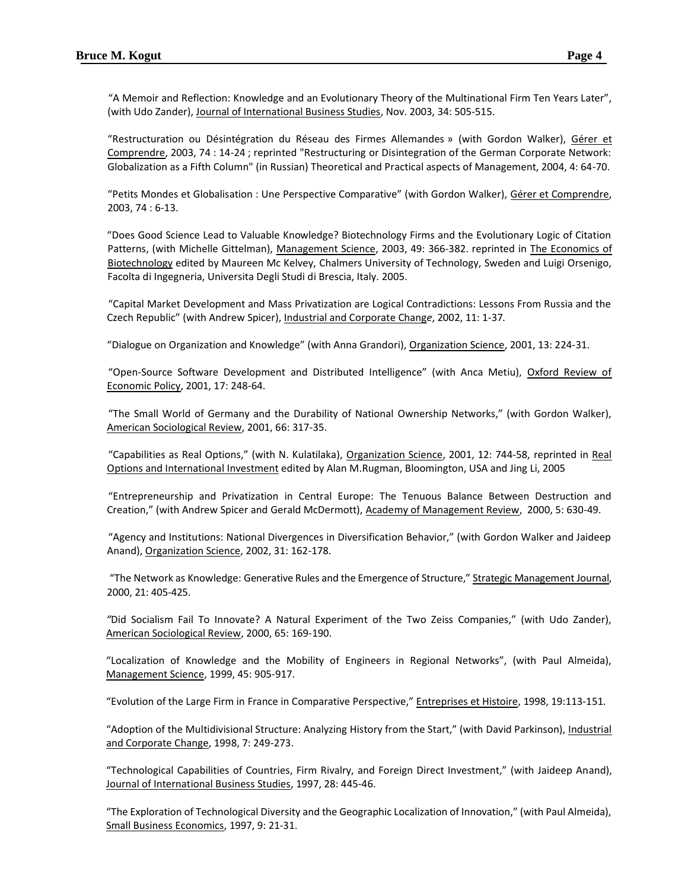"A Memoir and Reflection: Knowledge and an Evolutionary Theory of the Multinational Firm Ten Years Later", (with Udo Zander), Journal of International Business Studies, Nov. 2003, 34: 505-515.

"Restructuration ou Désintégration du Réseau des Firmes Allemandes » (with Gordon Walker), Gérer et Comprendre, 2003, 74 : 14-24 ; reprinted "Restructuring or Disintegration of the German Corporate Network: Globalization as a Fifth Column" (in Russian) Theoretical and Practical aspects of Management, 2004, 4: 64-70.

"Petits Mondes et Globalisation : Une Perspective Comparative" (with Gordon Walker), Gérer et Comprendre, 2003, 74 : 6-13.

"Does Good Science Lead to Valuable Knowledge? Biotechnology Firms and the Evolutionary Logic of Citation Patterns, (with Michelle Gittelman), Management Science, 2003, 49: 366-382. reprinted in The Economics of Biotechnology edited by Maureen Mc Kelvey, Chalmers University of Technology, Sweden and Luigi Orsenigo, Facolta di Ingegneria, Universita Degli Studi di Brescia, Italy. 2005.

"Capital Market Development and Mass Privatization are Logical Contradictions: Lessons From Russia and the Czech Republic" (with Andrew Spicer), Industrial and Corporate Change, 2002, 11: 1-37.

"Dialogue on Organization and Knowledge" (with Anna Grandori), Organization Science, 2001, 13: 224-31.

"Open-Source Software Development and Distributed Intelligence" (with Anca Metiu), Oxford Review of Economic Policy, 2001, 17: 248-64.

"The Small World of Germany and the Durability of National Ownership Networks," (with Gordon Walker), American Sociological Review, 2001, 66: 317-35.

"Capabilities as Real Options," (with N. Kulatilaka), Organization Science, 2001, 12: 744-58, reprinted in Real Options and International Investment edited by Alan M.Rugman, Bloomington, USA and Jing Li, 2005

"Entrepreneurship and Privatization in Central Europe: The Tenuous Balance Between Destruction and Creation," (with Andrew Spicer and Gerald McDermott), Academy of Management Review, 2000, 5: 630-49.

"Agency and Institutions: National Divergences in Diversification Behavior," (with Gordon Walker and Jaideep Anand), Organization Science, 2002, 31: 162-178.

"The Network as Knowledge: Generative Rules and the Emergence of Structure," Strategic Management Journal, 2000, 21: 405-425.

"Did Socialism Fail To Innovate? A Natural Experiment of the Two Zeiss Companies," (with Udo Zander), American Sociological Review, 2000, 65: 169-190.

"Localization of Knowledge and the Mobility of Engineers in Regional Networks", (with Paul Almeida), Management Science, 1999, 45: 905-917.

"Evolution of the Large Firm in France in Comparative Perspective," Entreprises et Histoire, 1998, 19:113-151.

"Adoption of the Multidivisional Structure: Analyzing History from the Start," (with David Parkinson), Industrial and Corporate Change, 1998, 7: 249-273.

"Technological Capabilities of Countries, Firm Rivalry, and Foreign Direct Investment," (with Jaideep Anand), Journal of International Business Studies, 1997, 28: 445-46.

"The Exploration of Technological Diversity and the Geographic Localization of Innovation," (with Paul Almeida), Small Business Economics, 1997, 9: 21-31.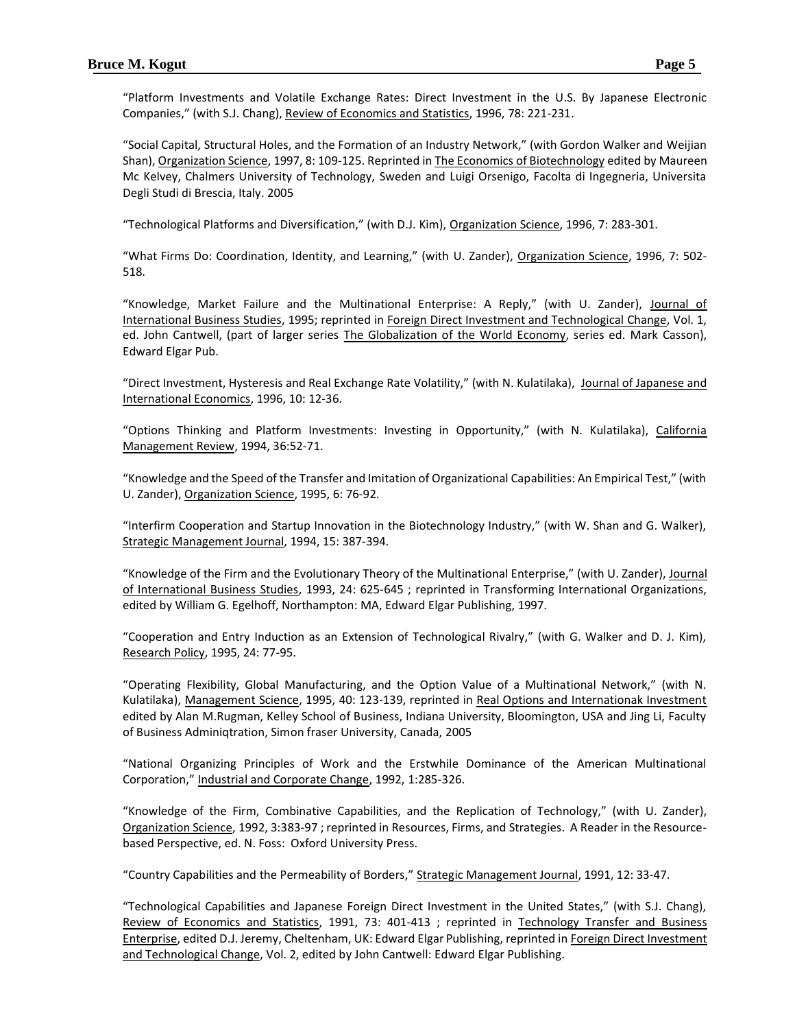"Platform Investments and Volatile Exchange Rates: Direct Investment in the U.S. By Japanese Electronic Companies," (with S.J. Chang), Review of Economics and Statistics, 1996, 78: 221-231.

"Social Capital, Structural Holes, and the Formation of an Industry Network," (with Gordon Walker and Weijian Shan), Organization Science, 1997, 8: 109-125. Reprinted in The Economics of Biotechnology edited by Maureen Mc Kelvey, Chalmers University of Technology, Sweden and Luigi Orsenigo, Facolta di Ingegneria, Universita Degli Studi di Brescia, Italy. 2005

"Technological Platforms and Diversification," (with D.J. Kim), Organization Science, 1996, 7: 283-301.

"What Firms Do: Coordination, Identity, and Learning," (with U. Zander), Organization Science, 1996, 7: 502-518.

"Knowledge, Market Failure and the Multinational Enterprise: A Reply," (with U. Zander), Journal of International Business Studies, 1995; reprinted in Foreign Direct Investment and Technological Change, Vol. 1, ed. John Cantwell, (part of larger series The Globalization of the World Economy, series ed. Mark Casson), Edward Elgar Pub.

"Direct Investment, Hysteresis and Real Exchange Rate Volatility," (with N. Kulatilaka), Journal of Japanese and International Economics, 1996, 10: 12-36.

"Options Thinking and Platform Investments: Investing in Opportunity," (with N. Kulatilaka), California Management Review, 1994, 36:52-71.

"Knowledge and the Speed of the Transfer and Imitation of Organizational Capabilities: An Empirical Test," (with U. Zander), Organization Science, 1995, 6: 76-92.

"Interfirm Cooperation and Startup Innovation in the Biotechnology Industry," (with W. Shan and G. Walker), Strategic Management Journal, 1994, 15: 387-394.

"Knowledge of the Firm and the Evolutionary Theory of the Multinational Enterprise," (with U. Zander), Journal of International Business Studies, 1993, 24: 625-645 ; reprinted in Transforming International Organizations, edited by William G. Egelhoff, Northampton: MA, Edward Elgar Publishing, 1997.

"Cooperation and Entry Induction as an Extension of Technological Rivalry," (with G. Walker and D. J. Kim), Research Policy, 1995, 24: 77-95.

"Operating Flexibility, Global Manufacturing, and the Option Value of a Multinational Network," (with N. Kulatilaka), Management Science, 1995, 40: 123-139, reprinted in Real Options and Internationak Investment edited by Alan M.Rugman, Kelley School of Business, Indiana University, Bloomington, USA and Jing Li, Faculty of Business Adminiqtration, Simon fraser University, Canada, 2005

"National Organizing Principles of Work and the Erstwhile Dominance of the American Multinational Corporation," Industrial and Corporate Change, 1992, 1:285-326.

"Knowledge of the Firm, Combinative Capabilities, and the Replication of Technology," (with U. Zander), Organization Science, 1992, 3:383-97 ; reprinted in Resources, Firms, and Strategies. A Reader in the Resource-based Perspective, ed. N. Foss: Oxford University Press.

"Country Capabilities and the Permeability of Borders," Strategic Management Journal, 1991, 12: 33-47.

"Technological Capabilities and Japanese Foreign Direct Investment in the United States," (with S.J. Chang), Review of Economics and Statistics, 1991, 73: 401-413 ; reprinted in Technology Transfer and Business Enterprise, edited D.J. Jeremy, Cheltenham, UK: Edward Elgar Publishing, reprinted in Foreign Direct Investment and Technological Change, Vol. 2, edited by John Cantwell: Edward Elgar Publishing.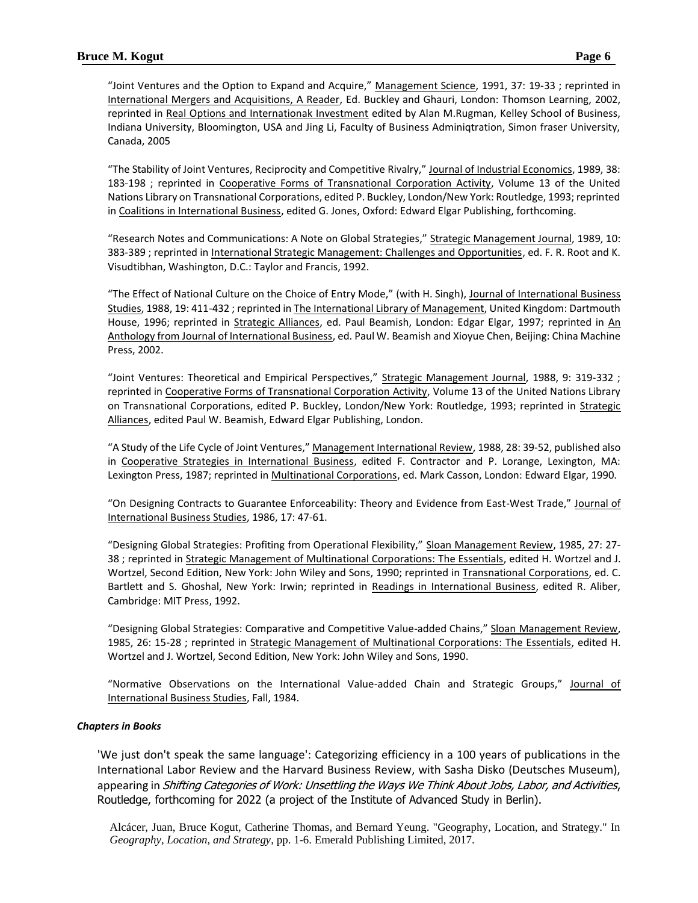"Joint Ventures and the Option to Expand and Acquire," Management Science, 1991, 37: 19-33 ; reprinted in International Mergers and Acquisitions, A Reader, Ed. Buckley and Ghauri, London: Thomson Learning, 2002, reprinted in Real Options and Internationak Investment edited by Alan M.Rugman, Kelley School of Business, Indiana University, Bloomington, USA and Jing Li, Faculty of Business Adminiqtration, Simon fraser University, Canada, 2005

"The Stability of Joint Ventures, Reciprocity and Competitive Rivalry," Journal of Industrial Economics, 1989, 38: 183-198 ; reprinted in Cooperative Forms of Transnational Corporation Activity, Volume 13 of the United Nations Library on Transnational Corporations, edited P. Buckley, London/New York: Routledge, 1993; reprinted in Coalitions in International Business, edited G. Jones, Oxford: Edward Elgar Publishing, forthcoming.

"Research Notes and Communications: A Note on Global Strategies," Strategic Management Journal, 1989, 10: 383-389 ; reprinted in International Strategic Management: Challenges and Opportunities, ed. F. R. Root and K. Visudtibhan, Washington, D.C.: Taylor and Francis, 1992.

"The Effect of National Culture on the Choice of Entry Mode," (with H. Singh), Journal of International Business Studies, 1988, 19: 411-432 ; reprinted in The International Library of Management, United Kingdom: Dartmouth House, 1996; reprinted in Strategic Alliances, ed. Paul Beamish, London: Edgar Elgar, 1997; reprinted in An Anthology from Journal of International Business, ed. Paul W. Beamish and Xioyue Chen, Beijing: China Machine Press, 2002.

"Joint Ventures: Theoretical and Empirical Perspectives," Strategic Management Journal, 1988, 9: 319-332 ; reprinted in Cooperative Forms of Transnational Corporation Activity, Volume 13 of the United Nations Library on Transnational Corporations, edited P. Buckley, London/New York: Routledge, 1993; reprinted in Strategic Alliances, edited Paul W. Beamish, Edward Elgar Publishing, London.

"A Study of the Life Cycle of Joint Ventures," Management International Review, 1988, 28: 39-52, published also in Cooperative Strategies in International Business, edited F. Contractor and P. Lorange, Lexington, MA: Lexington Press, 1987; reprinted in Multinational Corporations, ed. Mark Casson, London: Edward Elgar, 1990.

"On Designing Contracts to Guarantee Enforceability: Theory and Evidence from East-West Trade," Journal of International Business Studies, 1986, 17: 47-61.

"Designing Global Strategies: Profiting from Operational Flexibility," Sloan Management Review, 1985, 27: 27-38 ; reprinted in Strategic Management of Multinational Corporations: The Essentials, edited H. Wortzel and J. Wortzel, Second Edition, New York: John Wiley and Sons, 1990; reprinted in Transnational Corporations, ed. C. Bartlett and S. Ghoshal, New York: Irwin; reprinted in Readings in International Business, edited R. Aliber, Cambridge: MIT Press, 1992.

"Designing Global Strategies: Comparative and Competitive Value-added Chains," Sloan Management Review, 1985, 26: 15-28 ; reprinted in Strategic Management of Multinational Corporations: The Essentials, edited H. Wortzel and J. Wortzel, Second Edition, New York: John Wiley and Sons, 1990.

"Normative Observations on the International Value-added Chain and Strategic Groups," Journal of International Business Studies, Fall, 1984.

***Chapters in Books***

'We just don't speak the same language': Categorizing efficiency in a 100 years of publications in the International Labor Review and the Harvard Business Review, with Sasha Disko (Deutsches Museum), appearing in *Shifting Categories of Work: Unsettling the Ways We Think About Jobs, Labor, and Activities*, Routledge, forthcoming for 2022 (a project of the Institute of Advanced Study in Berlin).

Alcácer, Juan, Bruce Kogut, Catherine Thomas, and Bernard Yeung. "Geography, Location, and Strategy." In *Geography, Location, and Strategy*, pp. 1-6. Emerald Publishing Limited, 2017.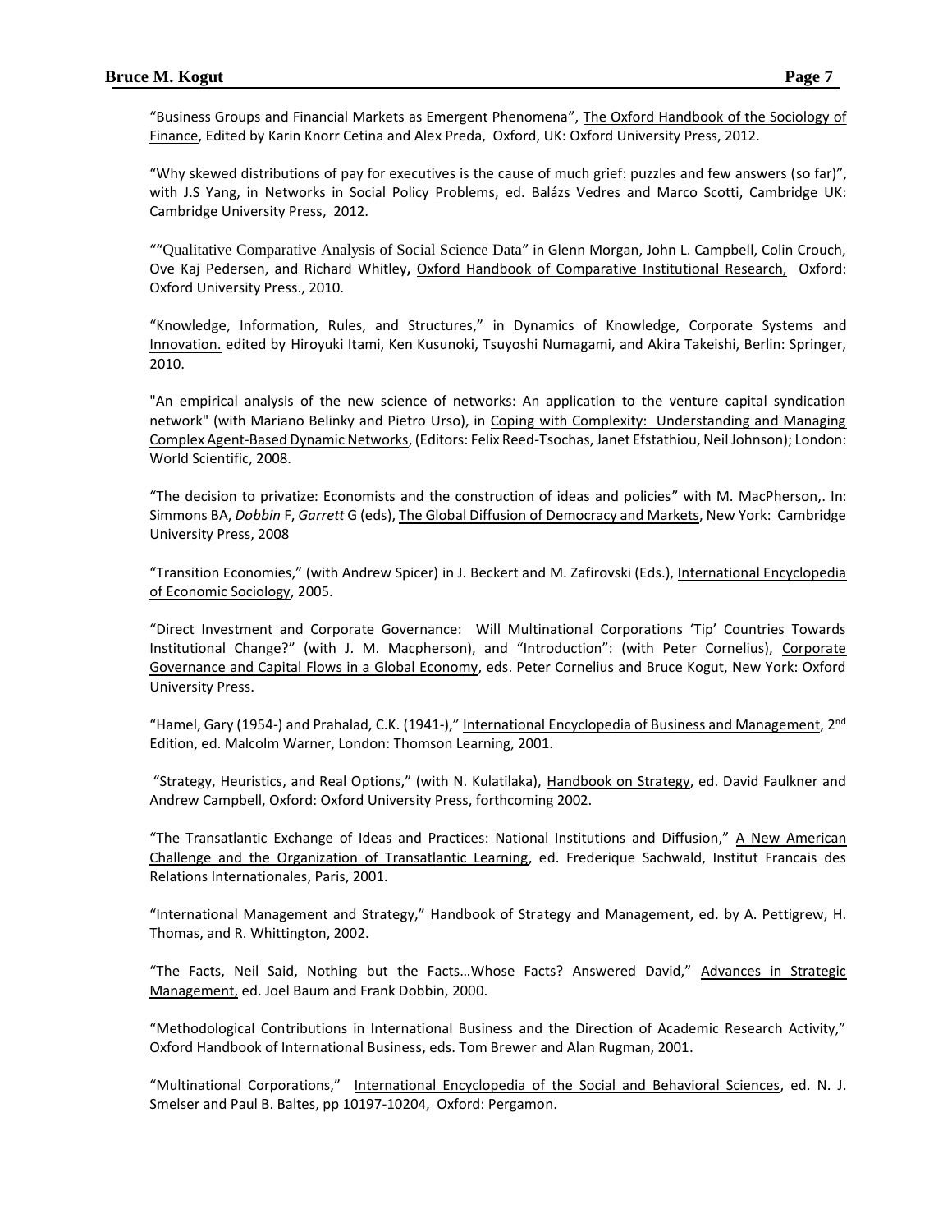"Business Groups and Financial Markets as Emergent Phenomena", The Oxford Handbook of the Sociology of Finance, Edited by Karin Knorr Cetina and Alex Preda, Oxford, UK: Oxford University Press, 2012.

"Why skewed distributions of pay for executives is the cause of much grief: puzzles and few answers (so far)", with J.S Yang, in Networks in Social Policy Problems, ed. Balázs Vedres and Marco Scotti, Cambridge UK: Cambridge University Press, 2012.

""Qualitative Comparative Analysis of Social Science Data" in Glenn Morgan, John L. Campbell, Colin Crouch, Ove Kaj Pedersen, and Richard Whitley**,** Oxford Handbook of Comparative Institutional Research, Oxford: Oxford University Press., 2010.

"Knowledge, Information, Rules, and Structures," in Dynamics of Knowledge, Corporate Systems and Innovation. edited by Hiroyuki Itami, Ken Kusunoki, Tsuyoshi Numagami, and Akira Takeishi, Berlin: Springer, 2010.

"An empirical analysis of the new science of networks: An application to the venture capital syndication network" (with Mariano Belinky and Pietro Urso), in Coping with Complexity: Understanding and Managing Complex Agent-Based Dynamic Networks, (Editors: Felix Reed-Tsochas, Janet Efstathiou, Neil Johnson); London: World Scientific, 2008.

"The decision to privatize: Economists and the construction of ideas and policies" with M. MacPherson,. In: Simmons BA, *Dobbin* F, *Garrett* G (eds), The Global Diffusion of Democracy and Markets, New York: Cambridge University Press, 2008

"Transition Economies," (with Andrew Spicer) in J. Beckert and M. Zafirovski (Eds.), International Encyclopedia of Economic Sociology, 2005.

"Direct Investment and Corporate Governance: Will Multinational Corporations 'Tip' Countries Towards Institutional Change?" (with J. M. Macpherson), and "Introduction": (with Peter Cornelius), Corporate Governance and Capital Flows in a Global Economy, eds. Peter Cornelius and Bruce Kogut, New York: Oxford University Press.

"Hamel, Gary (1954-) and Prahalad, C.K. (1941-)," International Encyclopedia of Business and Management, 2nd Edition, ed. Malcolm Warner, London: Thomson Learning, 2001.

"Strategy, Heuristics, and Real Options," (with N. Kulatilaka), Handbook on Strategy, ed. David Faulkner and Andrew Campbell, Oxford: Oxford University Press, forthcoming 2002.

"The Transatlantic Exchange of Ideas and Practices: National Institutions and Diffusion," A New American Challenge and the Organization of Transatlantic Learning, ed. Frederique Sachwald, Institut Francais des Relations Internationales, Paris, 2001.

"International Management and Strategy," Handbook of Strategy and Management, ed. by A. Pettigrew, H. Thomas, and R. Whittington, 2002.

"The Facts, Neil Said, Nothing but the Facts…Whose Facts? Answered David," Advances in Strategic Management, ed. Joel Baum and Frank Dobbin, 2000.

"Methodological Contributions in International Business and the Direction of Academic Research Activity," Oxford Handbook of International Business, eds. Tom Brewer and Alan Rugman, 2001.

"Multinational Corporations," International Encyclopedia of the Social and Behavioral Sciences, ed. N. J. Smelser and Paul B. Baltes, pp 10197-10204, Oxford: Pergamon.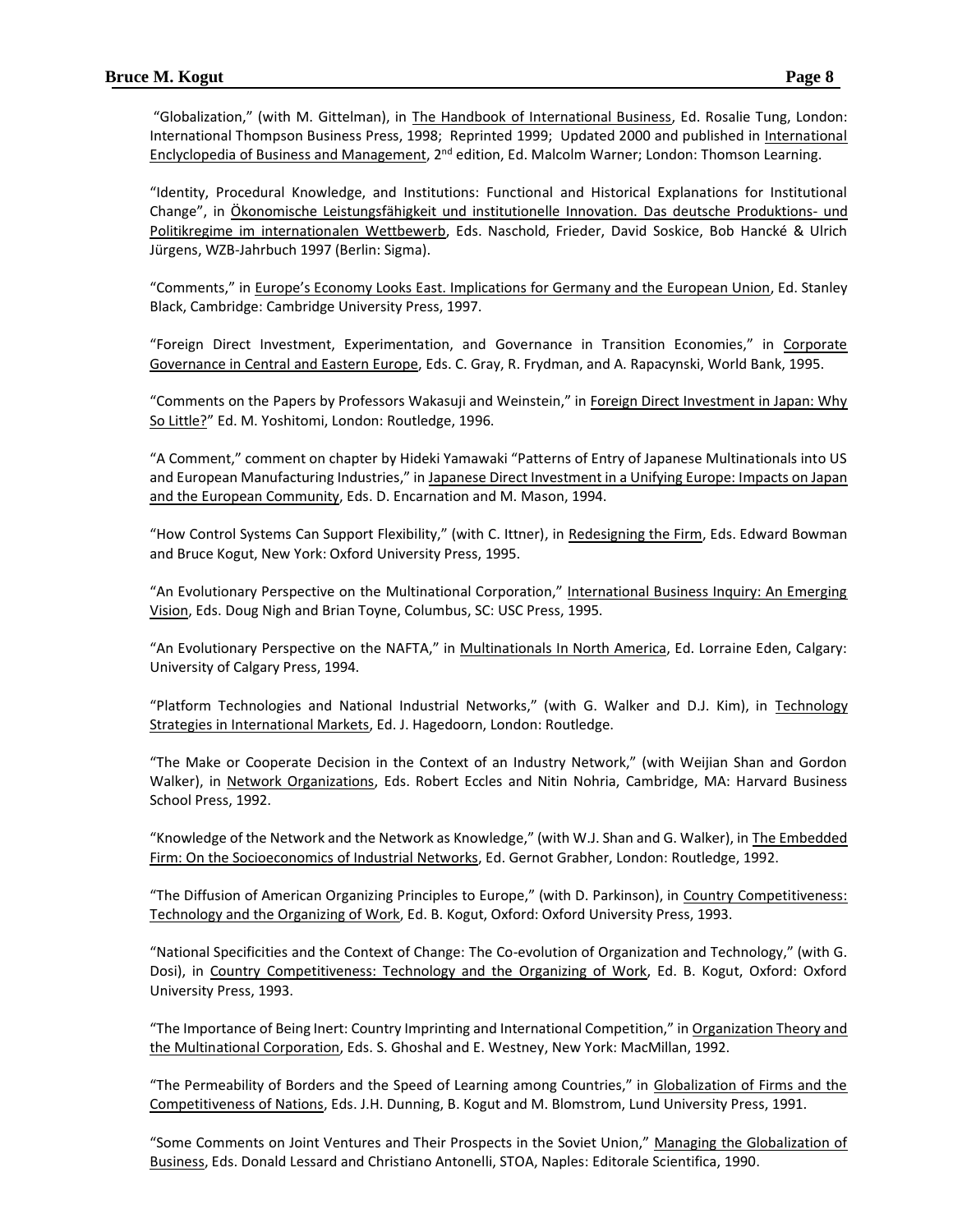"Globalization," (with M. Gittelman), in The Handbook of International Business, Ed. Rosalie Tung, London: International Thompson Business Press, 1998; Reprinted 1999; Updated 2000 and published in International Enclyclopedia of Business and Management, 2nd edition, Ed. Malcolm Warner; London: Thomson Learning.

"Identity, Procedural Knowledge, and Institutions: Functional and Historical Explanations for Institutional Change", in Ökonomische Leistungsfähigkeit und institutionelle Innovation. Das deutsche Produktions- und Politikregime im internationalen Wettbewerb, Eds. Naschold, Frieder, David Soskice, Bob Hancké & Ulrich Jürgens, WZB-Jahrbuch 1997 (Berlin: Sigma).

"Comments," in Europe's Economy Looks East. Implications for Germany and the European Union, Ed. Stanley Black, Cambridge: Cambridge University Press, 1997.

"Foreign Direct Investment, Experimentation, and Governance in Transition Economies," in Corporate Governance in Central and Eastern Europe, Eds. C. Gray, R. Frydman, and A. Rapacynski, World Bank, 1995.

"Comments on the Papers by Professors Wakasuji and Weinstein," in Foreign Direct Investment in Japan: Why So Little?" Ed. M. Yoshitomi, London: Routledge, 1996.

"A Comment," comment on chapter by Hideki Yamawaki "Patterns of Entry of Japanese Multinationals into US and European Manufacturing Industries," in Japanese Direct Investment in a Unifying Europe: Impacts on Japan and the European Community, Eds. D. Encarnation and M. Mason, 1994.

"How Control Systems Can Support Flexibility," (with C. Ittner), in Redesigning the Firm, Eds. Edward Bowman and Bruce Kogut, New York: Oxford University Press, 1995.

"An Evolutionary Perspective on the Multinational Corporation," International Business Inquiry: An Emerging Vision, Eds. Doug Nigh and Brian Toyne, Columbus, SC: USC Press, 1995.

"An Evolutionary Perspective on the NAFTA," in Multinationals In North America, Ed. Lorraine Eden, Calgary: University of Calgary Press, 1994.

"Platform Technologies and National Industrial Networks," (with G. Walker and D.J. Kim), in Technology Strategies in International Markets, Ed. J. Hagedoorn, London: Routledge.

"The Make or Cooperate Decision in the Context of an Industry Network," (with Weijian Shan and Gordon Walker), in Network Organizations, Eds. Robert Eccles and Nitin Nohria, Cambridge, MA: Harvard Business School Press, 1992.

"Knowledge of the Network and the Network as Knowledge," (with W.J. Shan and G. Walker), in The Embedded Firm: On the Socioeconomics of Industrial Networks, Ed. Gernot Grabher, London: Routledge, 1992.

"The Diffusion of American Organizing Principles to Europe," (with D. Parkinson), in Country Competitiveness: Technology and the Organizing of Work, Ed. B. Kogut, Oxford: Oxford University Press, 1993.

"National Specificities and the Context of Change: The Co-evolution of Organization and Technology," (with G. Dosi), in Country Competitiveness: Technology and the Organizing of Work, Ed. B. Kogut, Oxford: Oxford University Press, 1993.

"The Importance of Being Inert: Country Imprinting and International Competition," in Organization Theory and the Multinational Corporation, Eds. S. Ghoshal and E. Westney, New York: MacMillan, 1992.

"The Permeability of Borders and the Speed of Learning among Countries," in Globalization of Firms and the Competitiveness of Nations, Eds. J.H. Dunning, B. Kogut and M. Blomstrom, Lund University Press, 1991.

"Some Comments on Joint Ventures and Their Prospects in the Soviet Union," Managing the Globalization of Business, Eds. Donald Lessard and Christiano Antonelli, STOA, Naples: Editorale Scientifica, 1990.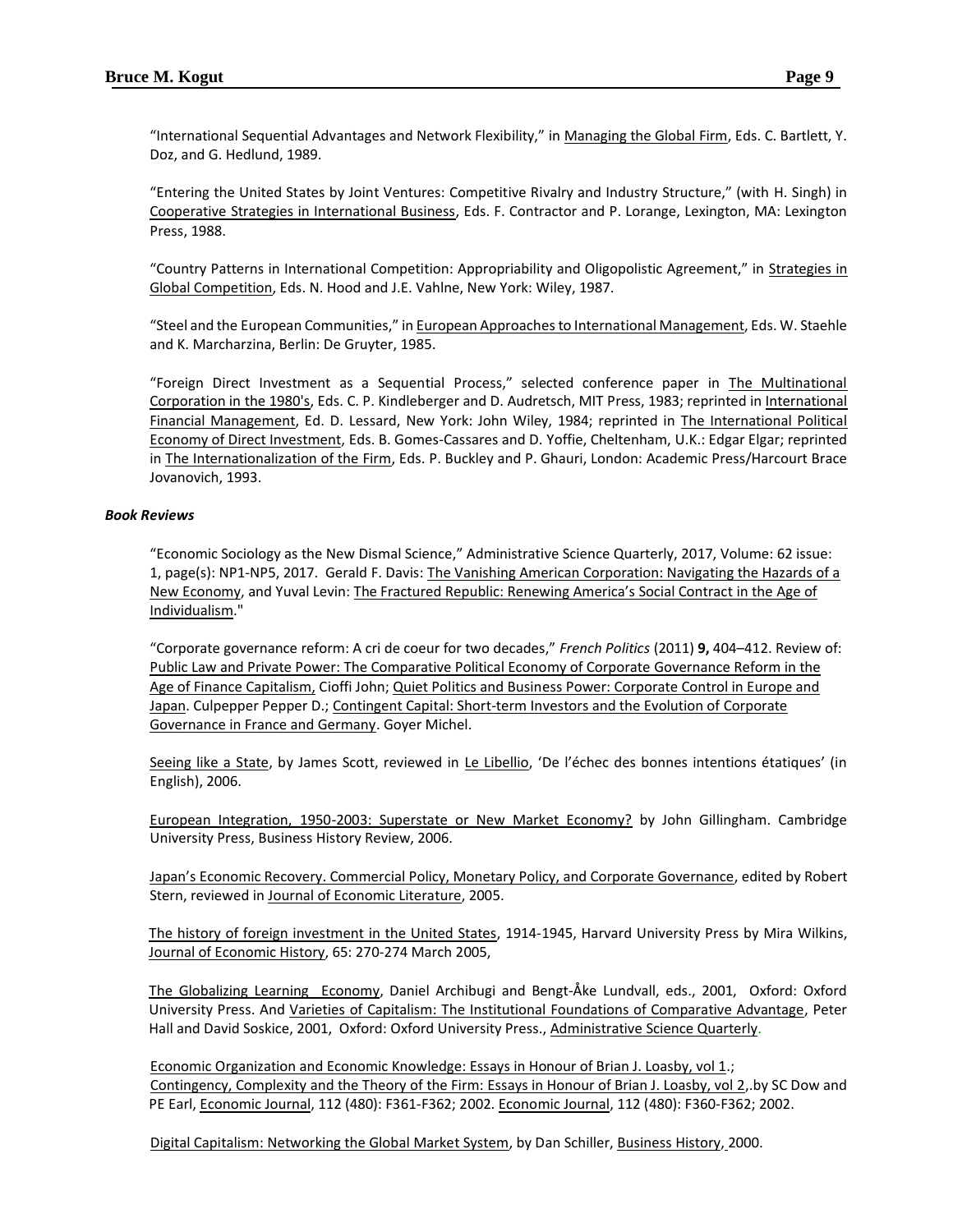"International Sequential Advantages and Network Flexibility," in Managing the Global Firm, Eds. C. Bartlett, Y. Doz, and G. Hedlund, 1989.

"Entering the United States by Joint Ventures: Competitive Rivalry and Industry Structure," (with H. Singh) in Cooperative Strategies in International Business, Eds. F. Contractor and P. Lorange, Lexington, MA: Lexington Press, 1988.

"Country Patterns in International Competition: Appropriability and Oligopolistic Agreement," in Strategies in Global Competition, Eds. N. Hood and J.E. Vahlne, New York: Wiley, 1987.

"Steel and the European Communities," in European Approaches to International Management, Eds. W. Staehle and K. Marcharzina, Berlin: De Gruyter, 1985.

"Foreign Direct Investment as a Sequential Process," selected conference paper in The Multinational Corporation in the 1980's, Eds. C. P. Kindleberger and D. Audretsch, MIT Press, 1983; reprinted in International Financial Management, Ed. D. Lessard, New York: John Wiley, 1984; reprinted in The International Political Economy of Direct Investment, Eds. B. Gomes-Cassares and D. Yoffie, Cheltenham, U.K.: Edgar Elgar; reprinted in The Internationalization of the Firm, Eds. P. Buckley and P. Ghauri, London: Academic Press/Harcourt Brace Jovanovich, 1993.

### *Book Reviews*

"Economic Sociology as the New Dismal Science," Administrative Science Quarterly, 2017, Volume: 62 issue: 1, page(s): NP1-NP5, 2017. Gerald F. Davis: The Vanishing American Corporation: Navigating the Hazards of a New Economy, and Yuval Levin: The Fractured Republic: Renewing America's Social Contract in the Age of Individualism."

"Corporate governance reform: A cri de coeur for two decades," *French Politics* (2011) **9,** 404–412. Review of: Public Law and Private Power: The Comparative Political Economy of Corporate Governance Reform in the Age of Finance Capitalism, Cioffi John; Quiet Politics and Business Power: Corporate Control in Europe and Japan. Culpepper Pepper D.; Contingent Capital: Short-term Investors and the Evolution of Corporate Governance in France and Germany. Goyer Michel.

Seeing like a State, by James Scott, reviewed in Le Libellio, 'De l'échec des bonnes intentions étatiques' (in English), 2006.

European Integration, 1950-2003: Superstate or New Market Economy? by John Gillingham. Cambridge University Press, Business History Review, 2006.

Japan's Economic Recovery. Commercial Policy, Monetary Policy, and Corporate Governance, edited by Robert Stern, reviewed in Journal of Economic Literature, 2005.

The history of foreign investment in the United States, 1914-1945, Harvard University Press by Mira Wilkins, Journal of Economic History, 65: 270-274 March 2005,

The Globalizing Learning Economy, Daniel Archibugi and Bengt-Åke Lundvall, eds., 2001, Oxford: Oxford University Press. And Varieties of Capitalism: The Institutional Foundations of Comparative Advantage, Peter Hall and David Soskice, 2001, Oxford: Oxford University Press., Administrative Science Quarterly.

Economic Organization and Economic Knowledge: Essays in Honour of Brian J. Loasby, vol 1.; Contingency, Complexity and the Theory of the Firm: Essays in Honour of Brian J. Loasby, vol 2,.by SC Dow and PE Earl, Economic Journal, 112 (480): F361-F362; 2002. Economic Journal, 112 (480): F360-F362; 2002.

Digital Capitalism: Networking the Global Market System, by Dan Schiller, Business History, 2000.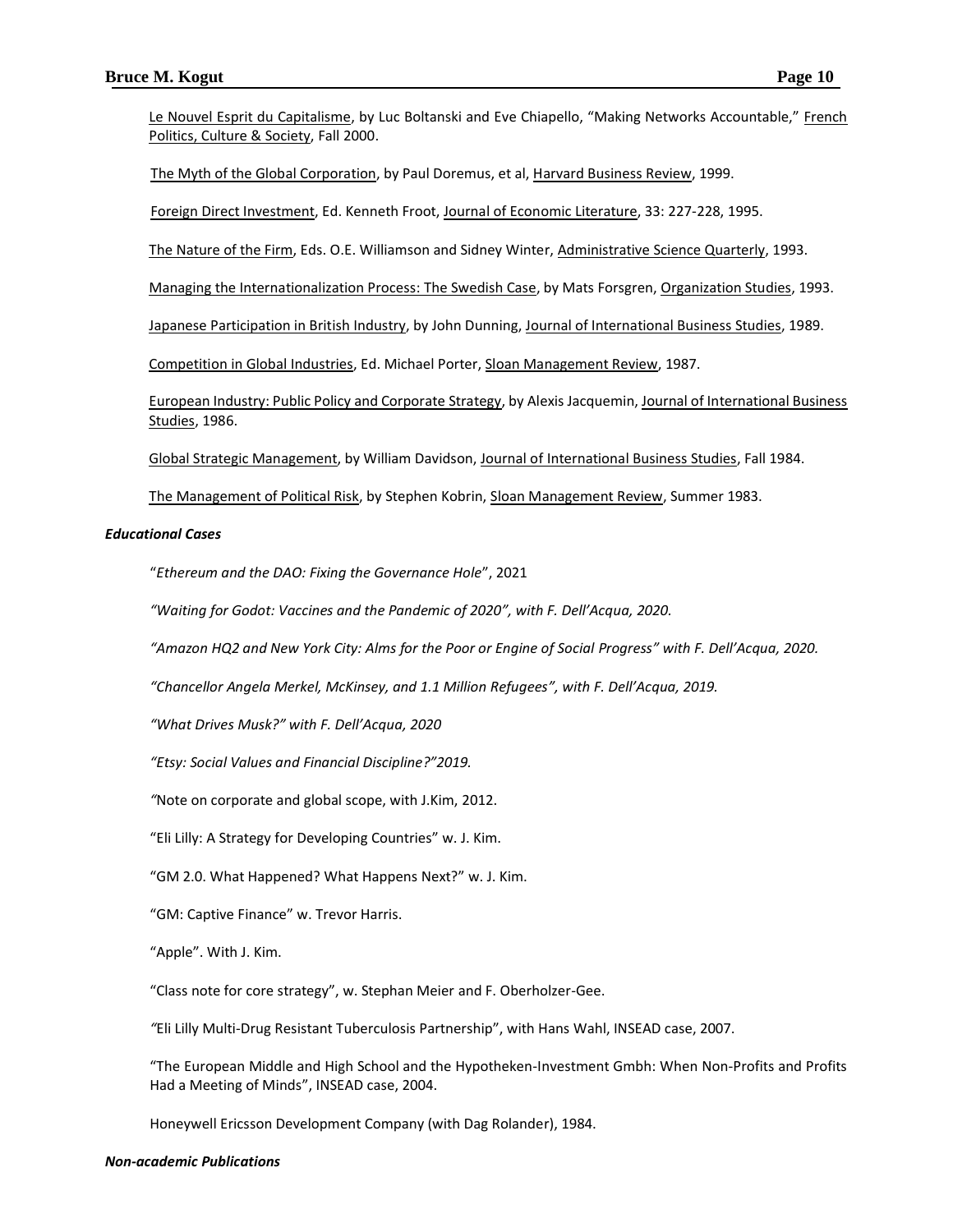Le Nouvel Esprit du Capitalisme, by Luc Boltanski and Eve Chiapello, "Making Networks Accountable," French Politics, Culture & Society, Fall 2000.

The Myth of the Global Corporation, by Paul Doremus, et al, Harvard Business Review, 1999.

Foreign Direct Investment, Ed. Kenneth Froot, Journal of Economic Literature, 33: 227-228, 1995.

The Nature of the Firm, Eds. O.E. Williamson and Sidney Winter, Administrative Science Quarterly, 1993.

Managing the Internationalization Process: The Swedish Case, by Mats Forsgren, Organization Studies, 1993.

Japanese Participation in British Industry, by John Dunning, Journal of International Business Studies, 1989.

Competition in Global Industries, Ed. Michael Porter, Sloan Management Review, 1987.

European Industry: Public Policy and Corporate Strategy, by Alexis Jacquemin, Journal of International Business Studies, 1986.

Global Strategic Management, by William Davidson, Journal of International Business Studies, Fall 1984.

The Management of Political Risk, by Stephen Kobrin, Sloan Management Review, Summer 1983.

***Educational Cases***

"*Ethereum and the DAO: Fixing the Governance Hole*", 2021

*"Waiting for Godot: Vaccines and the Pandemic of 2020", with F. Dell'Acqua, 2020.*

*"Amazon HQ2 and New York City: Alms for the Poor or Engine of Social Progress" with F. Dell'Acqua, 2020.*

*"Chancellor Angela Merkel, McKinsey, and 1.1 Million Refugees", with F. Dell'Acqua, 2019.*

*"What Drives Musk?" with F. Dell'Acqua, 2020*

*"Etsy: Social Values and Financial Discipline?"2019.*

*"*Note on corporate and global scope, with J.Kim, 2012.

"Eli Lilly: A Strategy for Developing Countries" w. J. Kim.

"GM 2.0. What Happened? What Happens Next?" w. J. Kim.

"GM: Captive Finance" w. Trevor Harris.

"Apple". With J. Kim.

"Class note for core strategy", w. Stephan Meier and F. Oberholzer-Gee.

*"*Eli Lilly Multi-Drug Resistant Tuberculosis Partnership", with Hans Wahl, INSEAD case, 2007.

"The European Middle and High School and the Hypotheken-Investment Gmbh: When Non-Profits and Profits Had a Meeting of Minds", INSEAD case, 2004.

Honeywell Ericsson Development Company (with Dag Rolander), 1984.

***Non-academic Publications***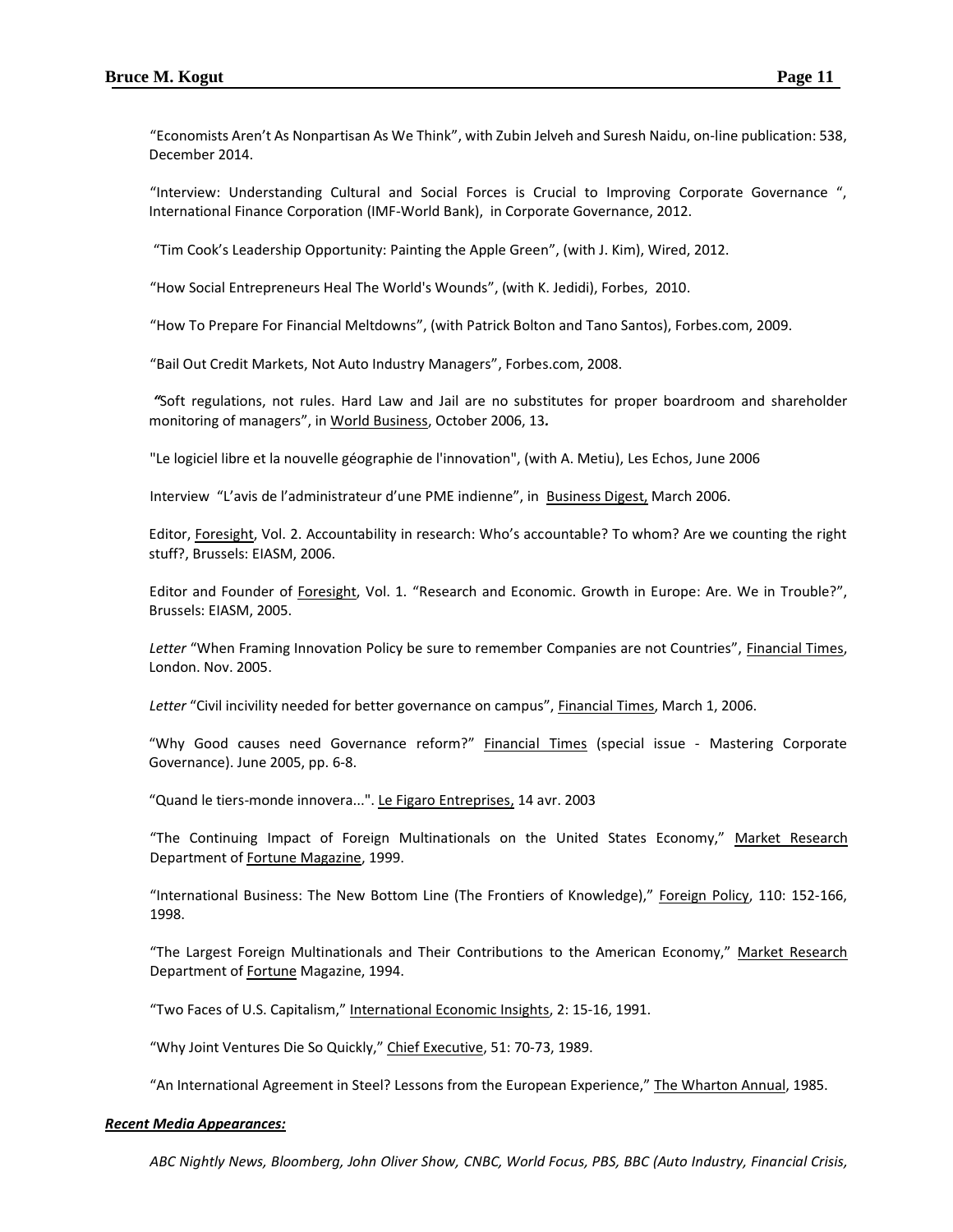"Economists Aren't As Nonpartisan As We Think", with Zubin Jelveh and Suresh Naidu, on-line publication: 538, December 2014.

"Interview: Understanding Cultural and Social Forces is Crucial to Improving Corporate Governance ", International Finance Corporation (IMF-World Bank), in Corporate Governance, 2012.

"Tim Cook's Leadership Opportunity: Painting the Apple Green", (with J. Kim), Wired, 2012.

"How Social Entrepreneurs Heal The World's Wounds", (with K. Jedidi), Forbes, 2010.

"How To Prepare For Financial Meltdowns", (with Patrick Bolton and Tano Santos), Forbes.com, 2009.

"Bail Out Credit Markets, Not Auto Industry Managers", Forbes.com, 2008.

*"*Soft regulations, not rules. Hard Law and Jail are no substitutes for proper boardroom and shareholder monitoring of managers", in World Business, October 2006, 13**.**

"Le logiciel libre et la nouvelle géographie de l'innovation", (with A. Metiu), Les Echos, June 2006

Interview "L'avis de l'administrateur d'une PME indienne", in Business Digest, March 2006.

Editor, Foresight, Vol. 2. Accountability in research: Who's accountable? To whom? Are we counting the right stuff?, Brussels: EIASM, 2006.

Editor and Founder of Foresight, Vol. 1. "Research and Economic. Growth in Europe: Are. We in Trouble?", Brussels: EIASM, 2005.

*Letter* "When Framing Innovation Policy be sure to remember Companies are not Countries", Financial Times, London. Nov. 2005.

*Letter* "Civil incivility needed for better governance on campus", Financial Times, March 1, 2006.

"Why Good causes need Governance reform?" Financial Times (special issue - Mastering Corporate Governance). June 2005, pp. 6-8.

"Quand le tiers-monde innovera...". Le Figaro Entreprises, 14 avr. 2003

"The Continuing Impact of Foreign Multinationals on the United States Economy," Market Research Department of Fortune Magazine, 1999.

"International Business: The New Bottom Line (The Frontiers of Knowledge)," Foreign Policy, 110: 152-166, 1998.

"The Largest Foreign Multinationals and Their Contributions to the American Economy," Market Research Department of Fortune Magazine, 1994.

"Two Faces of U.S. Capitalism," International Economic Insights, 2: 15-16, 1991.

"Why Joint Ventures Die So Quickly," Chief Executive, 51: 70-73, 1989.

"An International Agreement in Steel? Lessons from the European Experience," The Wharton Annual, 1985.

***Recent Media Appearances:***

*ABC Nightly News, Bloomberg, John Oliver Show, CNBC, World Focus, PBS, BBC (Auto Industry, Financial Crisis,*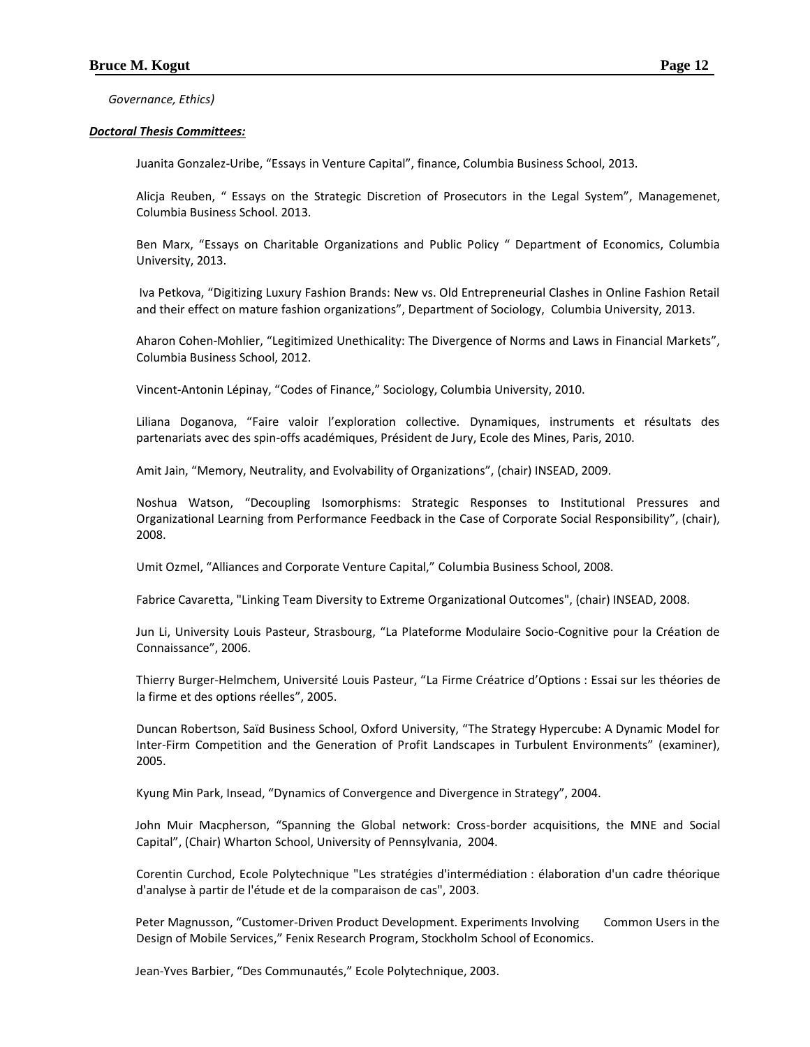Governance, Ethics)

***Doctoral Thesis Committees:***

Juanita Gonzalez-Uribe, "Essays in Venture Capital", finance, Columbia Business School, 2013.

Alicja Reuben, " Essays on the Strategic Discretion of Prosecutors in the Legal System", Managemenet, Columbia Business School. 2013.

Ben Marx, "Essays on Charitable Organizations and Public Policy " Department of Economics, Columbia University, 2013.

Iva Petkova, "Digitizing Luxury Fashion Brands: New vs. Old Entrepreneurial Clashes in Online Fashion Retail and their effect on mature fashion organizations", Department of Sociology, Columbia University, 2013.

Aharon Cohen-Mohlier, "Legitimized Unethicality: The Divergence of Norms and Laws in Financial Markets", Columbia Business School, 2012.

Vincent-Antonin Lépinay, "Codes of Finance," Sociology, Columbia University, 2010.

Liliana Doganova, "Faire valoir l'exploration collective. Dynamiques, instruments et résultats des partenariats avec des spin-offs académiques, Président de Jury, Ecole des Mines, Paris, 2010.

Amit Jain, "Memory, Neutrality, and Evolvability of Organizations", (chair) INSEAD, 2009.

Noshua Watson, "Decoupling Isomorphisms: Strategic Responses to Institutional Pressures and Organizational Learning from Performance Feedback in the Case of Corporate Social Responsibility", (chair), 2008.

Umit Ozmel, "Alliances and Corporate Venture Capital," Columbia Business School, 2008.

Fabrice Cavaretta, "Linking Team Diversity to Extreme Organizational Outcomes", (chair) INSEAD, 2008.

Jun Li, University Louis Pasteur, Strasbourg, "La Plateforme Modulaire Socio-Cognitive pour la Création de Connaissance", 2006.

Thierry Burger-Helmchem, Université Louis Pasteur, "La Firme Créatrice d'Options : Essai sur les théories de la firme et des options réelles", 2005.

Duncan Robertson, Saïd Business School, Oxford University, "The Strategy Hypercube: A Dynamic Model for Inter-Firm Competition and the Generation of Profit Landscapes in Turbulent Environments" (examiner), 2005.

Kyung Min Park, Insead, "Dynamics of Convergence and Divergence in Strategy", 2004.

John Muir Macpherson, "Spanning the Global network: Cross-border acquisitions, the MNE and Social Capital", (Chair) Wharton School, University of Pennsylvania, 2004.

Corentin Curchod, Ecole Polytechnique "Les stratégies d'intermédiation : élaboration d'un cadre théorique d'analyse à partir de l'étude et de la comparaison de cas", 2003.

Peter Magnusson, "Customer-Driven Product Development. Experiments Involving Common Users in the Design of Mobile Services," Fenix Research Program, Stockholm School of Economics.

Jean-Yves Barbier, "Des Communautés," Ecole Polytechnique, 2003.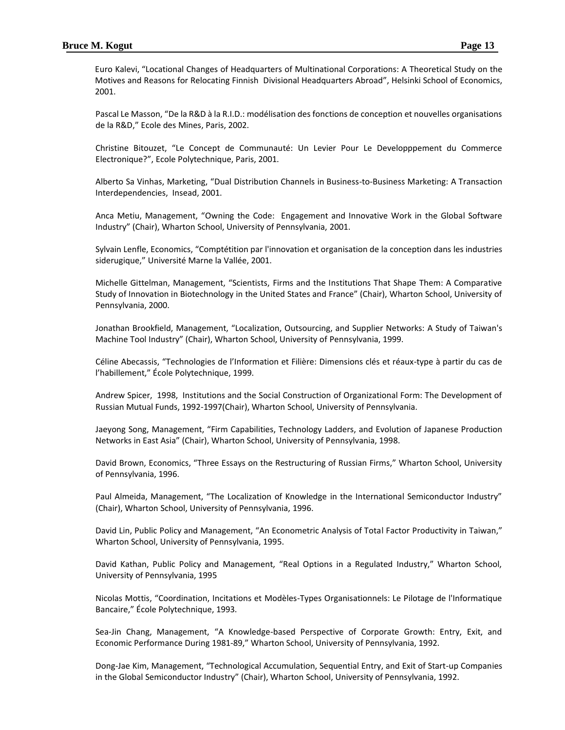Euro Kalevi, "Locational Changes of Headquarters of Multinational Corporations: A Theoretical Study on the Motives and Reasons for Relocating Finnish Divisional Headquarters Abroad", Helsinki School of Economics, 2001.

Pascal Le Masson, "De la R&D à la R.I.D.: modélisation des fonctions de conception et nouvelles organisations de la R&D," Ecole des Mines, Paris, 2002.

Christine Bitouzet, "Le Concept de Communauté: Un Levier Pour Le Developppement du Commerce Electronique?", Ecole Polytechnique, Paris, 2001.

Alberto Sa Vinhas, Marketing, "Dual Distribution Channels in Business-to-Business Marketing: A Transaction Interdependencies, Insead, 2001.

Anca Metiu, Management, "Owning the Code: Engagement and Innovative Work in the Global Software Industry" (Chair), Wharton School, University of Pennsylvania, 2001.

Sylvain Lenfle, Economics, "Comptétition par l'innovation et organisation de la conception dans les industries siderugique," Université Marne la Vallée, 2001.

Michelle Gittelman, Management, "Scientists, Firms and the Institutions That Shape Them: A Comparative Study of Innovation in Biotechnology in the United States and France" (Chair), Wharton School, University of Pennsylvania, 2000.

Jonathan Brookfield, Management, "Localization, Outsourcing, and Supplier Networks: A Study of Taiwan's Machine Tool Industry" (Chair), Wharton School, University of Pennsylvania, 1999.

Céline Abecassis, "Technologies de l'Information et Filière: Dimensions clés et réaux-type à partir du cas de l'habillement," École Polytechnique, 1999.

Andrew Spicer, 1998, Institutions and the Social Construction of Organizational Form: The Development of Russian Mutual Funds, 1992-1997(Chair), Wharton School, University of Pennsylvania.

Jaeyong Song, Management, "Firm Capabilities, Technology Ladders, and Evolution of Japanese Production Networks in East Asia" (Chair), Wharton School, University of Pennsylvania, 1998.

David Brown, Economics, "Three Essays on the Restructuring of Russian Firms," Wharton School, University of Pennsylvania, 1996.

Paul Almeida, Management, "The Localization of Knowledge in the International Semiconductor Industry" (Chair), Wharton School, University of Pennsylvania, 1996.

David Lin, Public Policy and Management, "An Econometric Analysis of Total Factor Productivity in Taiwan," Wharton School, University of Pennsylvania, 1995.

David Kathan, Public Policy and Management, "Real Options in a Regulated Industry," Wharton School, University of Pennsylvania, 1995

Nicolas Mottis, "Coordination, Incitations et Modèles-Types Organisationnels: Le Pilotage de l'Informatique Bancaire," École Polytechnique, 1993.

Sea-Jin Chang, Management, "A Knowledge-based Perspective of Corporate Growth: Entry, Exit, and Economic Performance During 1981-89," Wharton School, University of Pennsylvania, 1992.

Dong-Jae Kim, Management, "Technological Accumulation, Sequential Entry, and Exit of Start-up Companies in the Global Semiconductor Industry" (Chair), Wharton School, University of Pennsylvania, 1992.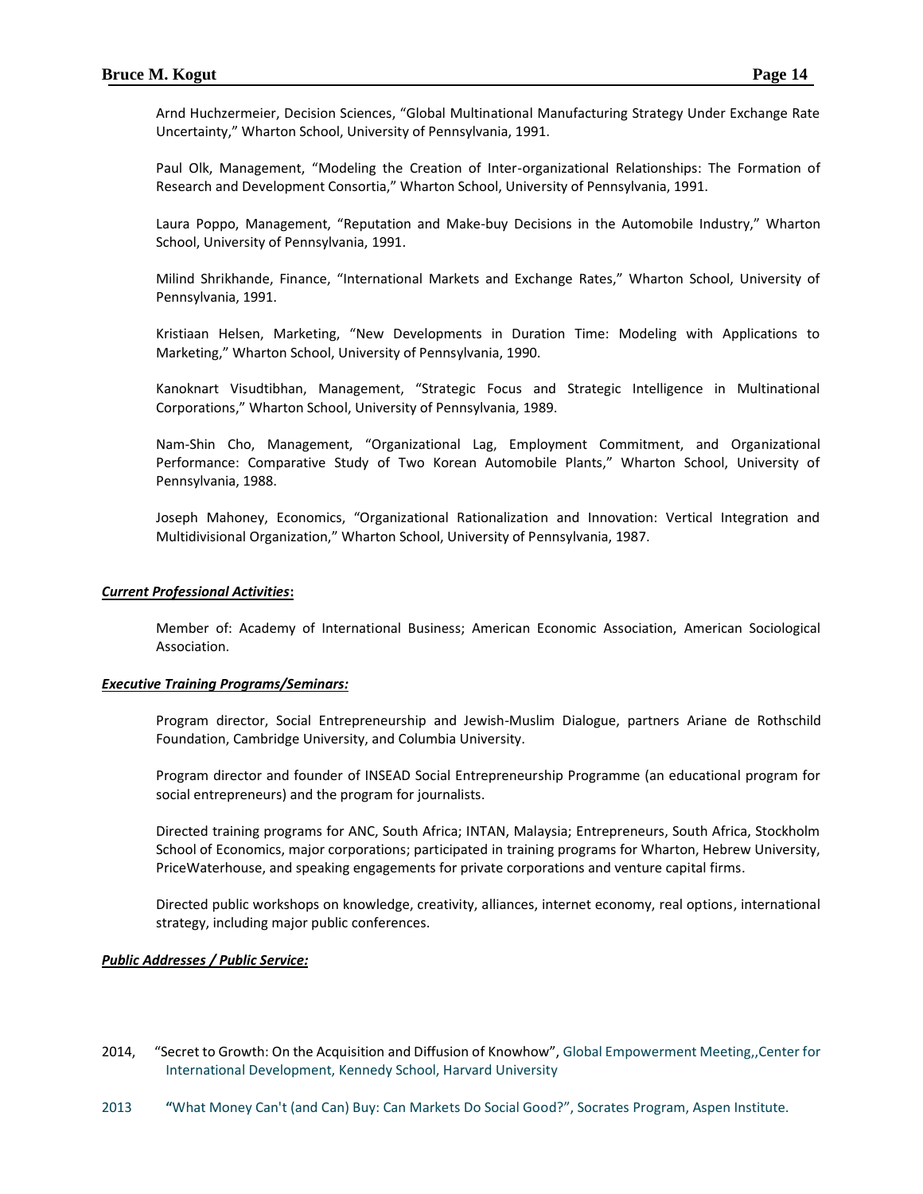Arnd Huchzermeier, Decision Sciences, "Global Multinational Manufacturing Strategy Under Exchange Rate Uncertainty," Wharton School, University of Pennsylvania, 1991.

Paul Olk, Management, "Modeling the Creation of Inter-organizational Relationships: The Formation of Research and Development Consortia," Wharton School, University of Pennsylvania, 1991.

Laura Poppo, Management, "Reputation and Make-buy Decisions in the Automobile Industry," Wharton School, University of Pennsylvania, 1991.

Milind Shrikhande, Finance, "International Markets and Exchange Rates," Wharton School, University of Pennsylvania, 1991.

Kristiaan Helsen, Marketing, "New Developments in Duration Time: Modeling with Applications to Marketing," Wharton School, University of Pennsylvania, 1990.

Kanoknart Visudtibhan, Management, "Strategic Focus and Strategic Intelligence in Multinational Corporations," Wharton School, University of Pennsylvania, 1989.

Nam-Shin Cho, Management, "Organizational Lag, Employment Commitment, and Organizational Performance: Comparative Study of Two Korean Automobile Plants," Wharton School, University of Pennsylvania, 1988.

Joseph Mahoney, Economics, "Organizational Rationalization and Innovation: Vertical Integration and Multidivisional Organization," Wharton School, University of Pennsylvania, 1987.

***Current Professional Activities*:**

Member of: Academy of International Business; American Economic Association, American Sociological Association.

***Executive Training Programs/Seminars:***

Program director, Social Entrepreneurship and Jewish-Muslim Dialogue, partners Ariane de Rothschild Foundation, Cambridge University, and Columbia University.

Program director and founder of INSEAD Social Entrepreneurship Programme (an educational program for social entrepreneurs) and the program for journalists.

Directed training programs for ANC, South Africa; INTAN, Malaysia; Entrepreneurs, South Africa, Stockholm School of Economics, major corporations; participated in training programs for Wharton, Hebrew University, PriceWaterhouse, and speaking engagements for private corporations and venture capital firms.

Directed public workshops on knowledge, creativity, alliances, internet economy, real options, international strategy, including major public conferences.

***Public Addresses / Public Service:***

2014, "Secret to Growth: On the Acquisition and Diffusion of Knowhow", Global Empowerment Meeting,,Center for International Development, Kennedy School, Harvard University

2013 "What Money Can't (and Can) Buy: Can Markets Do Social Good?", Socrates Program, Aspen Institute.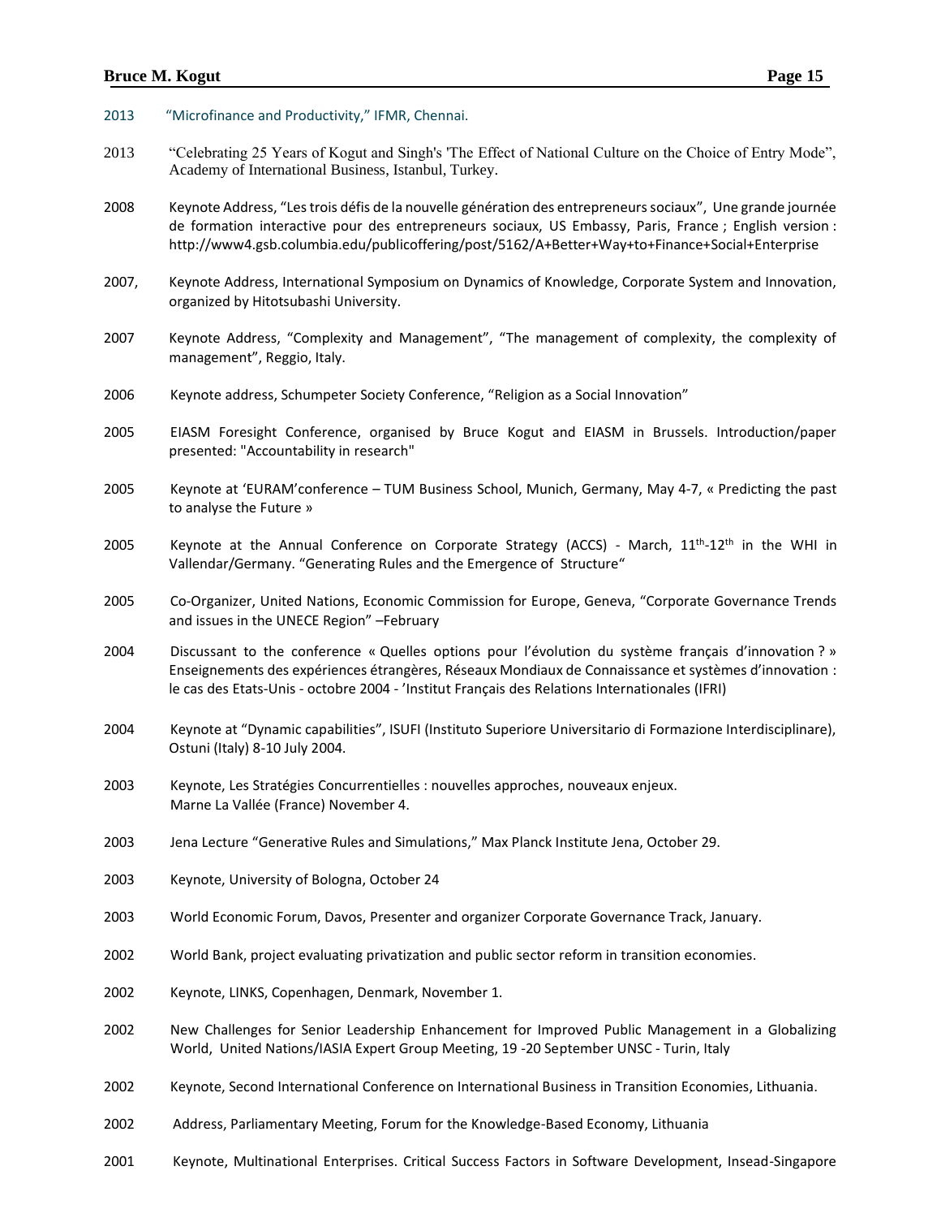2013 "Microfinance and Productivity," IFMR, Chennai.

2013 "Celebrating 25 Years of Kogut and Singh's 'The Effect of National Culture on the Choice of Entry Mode", Academy of International Business, Istanbul, Turkey.

2008 Keynote Address, "Les trois défis de la nouvelle génération des entrepreneurs sociaux", Une grande journée de formation interactive pour des entrepreneurs sociaux, US Embassy, Paris, France ; English version : http://www4.gsb.columbia.edu/publicoffering/post/5162/A+Better+Way+to+Finance+Social+Enterprise

2007, Keynote Address, International Symposium on Dynamics of Knowledge, Corporate System and Innovation, organized by Hitotsubashi University.

2007 Keynote Address, "Complexity and Management", "The management of complexity, the complexity of management", Reggio, Italy.

2006 Keynote address, Schumpeter Society Conference, "Religion as a Social Innovation"

2005 EIASM Foresight Conference, organised by Bruce Kogut and EIASM in Brussels. Introduction/paper presented: "Accountability in research"

2005 Keynote at 'EURAM'conference – TUM Business School, Munich, Germany, May 4-7, « Predicting the past to analyse the Future »

2005 Keynote at the Annual Conference on Corporate Strategy (ACCS) - March, 11th-12th in the WHI in Vallendar/Germany. "Generating Rules and the Emergence of Structure"

2005 Co-Organizer, United Nations, Economic Commission for Europe, Geneva, "Corporate Governance Trends and issues in the UNECE Region" –February

2004 Discussant to the conference « Quelles options pour l'évolution du système français d'innovation ? » Enseignements des expériences étrangères, Réseaux Mondiaux de Connaissance et systèmes d'innovation : le cas des Etats-Unis - octobre 2004 - 'Institut Français des Relations Internationales (IFRI)

2004 Keynote at "Dynamic capabilities", ISUFI (Instituto Superiore Universitario di Formazione Interdisciplinare), Ostuni (Italy) 8-10 July 2004.

2003 Keynote, Les Stratégies Concurrentielles : nouvelles approches, nouveaux enjeux. Marne La Vallée (France) November 4.

2003 Jena Lecture "Generative Rules and Simulations," Max Planck Institute Jena, October 29.

2003 Keynote, University of Bologna, October 24

2003 World Economic Forum, Davos, Presenter and organizer Corporate Governance Track, January.

2002 World Bank, project evaluating privatization and public sector reform in transition economies.

2002 Keynote, LINKS, Copenhagen, Denmark, November 1.

2002 New Challenges for Senior Leadership Enhancement for Improved Public Management in a Globalizing World, United Nations/IASIA Expert Group Meeting, 19 -20 September UNSC - Turin, Italy

2002 Keynote, Second International Conference on International Business in Transition Economies, Lithuania.

2002 Address, Parliamentary Meeting, Forum for the Knowledge-Based Economy, Lithuania

2001 Keynote, Multinational Enterprises. Critical Success Factors in Software Development, Insead-Singapore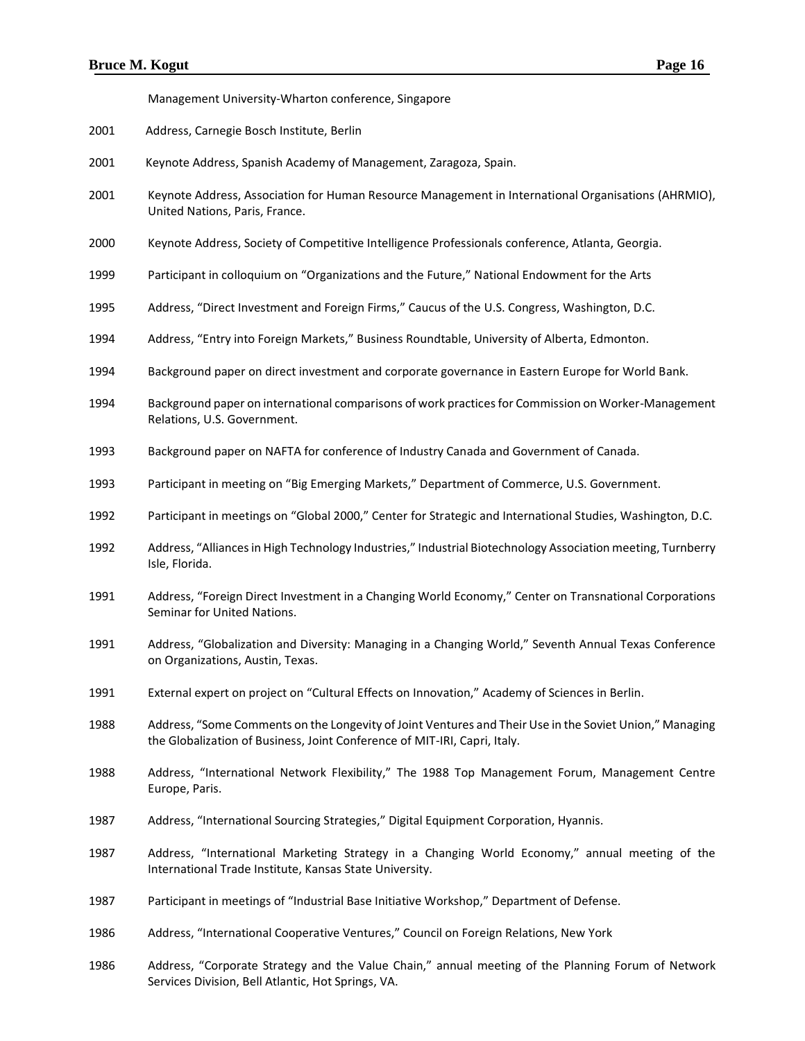Management University-Wharton conference, Singapore

2001 Address, Carnegie Bosch Institute, Berlin

2001 Keynote Address, Spanish Academy of Management, Zaragoza, Spain.

2001 Keynote Address, Association for Human Resource Management in International Organisations (AHRMIO), United Nations, Paris, France.

2000 Keynote Address, Society of Competitive Intelligence Professionals conference, Atlanta, Georgia.

1999 Participant in colloquium on “Organizations and the Future,” National Endowment for the Arts

1995 Address, “Direct Investment and Foreign Firms,” Caucus of the U.S. Congress, Washington, D.C.

1994 Address, “Entry into Foreign Markets,” Business Roundtable, University of Alberta, Edmonton.

1994 Background paper on direct investment and corporate governance in Eastern Europe for World Bank.

1994 Background paper on international comparisons of work practices for Commission on Worker-Management Relations, U.S. Government.

1993 Background paper on NAFTA for conference of Industry Canada and Government of Canada.

1993 Participant in meeting on “Big Emerging Markets,” Department of Commerce, U.S. Government.

1992 Participant in meetings on “Global 2000,” Center for Strategic and International Studies, Washington, D.C.

1992 Address, “Alliances in High Technology Industries,” Industrial Biotechnology Association meeting, Turnberry Isle, Florida.

1991 Address, “Foreign Direct Investment in a Changing World Economy,” Center on Transnational Corporations Seminar for United Nations.

1991 Address, “Globalization and Diversity: Managing in a Changing World,” Seventh Annual Texas Conference on Organizations, Austin, Texas.

1991 External expert on project on “Cultural Effects on Innovation,” Academy of Sciences in Berlin.

1988 Address, “Some Comments on the Longevity of Joint Ventures and Their Use in the Soviet Union,” Managing the Globalization of Business, Joint Conference of MIT-IRI, Capri, Italy.

1988 Address, “International Network Flexibility,” The 1988 Top Management Forum, Management Centre Europe, Paris.

1987 Address, “International Sourcing Strategies,” Digital Equipment Corporation, Hyannis.

1987 Address, “International Marketing Strategy in a Changing World Economy,” annual meeting of the International Trade Institute, Kansas State University.

1987 Participant in meetings of “Industrial Base Initiative Workshop,” Department of Defense.

1986 Address, “International Cooperative Ventures,” Council on Foreign Relations, New York

1986 Address, “Corporate Strategy and the Value Chain,” annual meeting of the Planning Forum of Network Services Division, Bell Atlantic, Hot Springs, VA.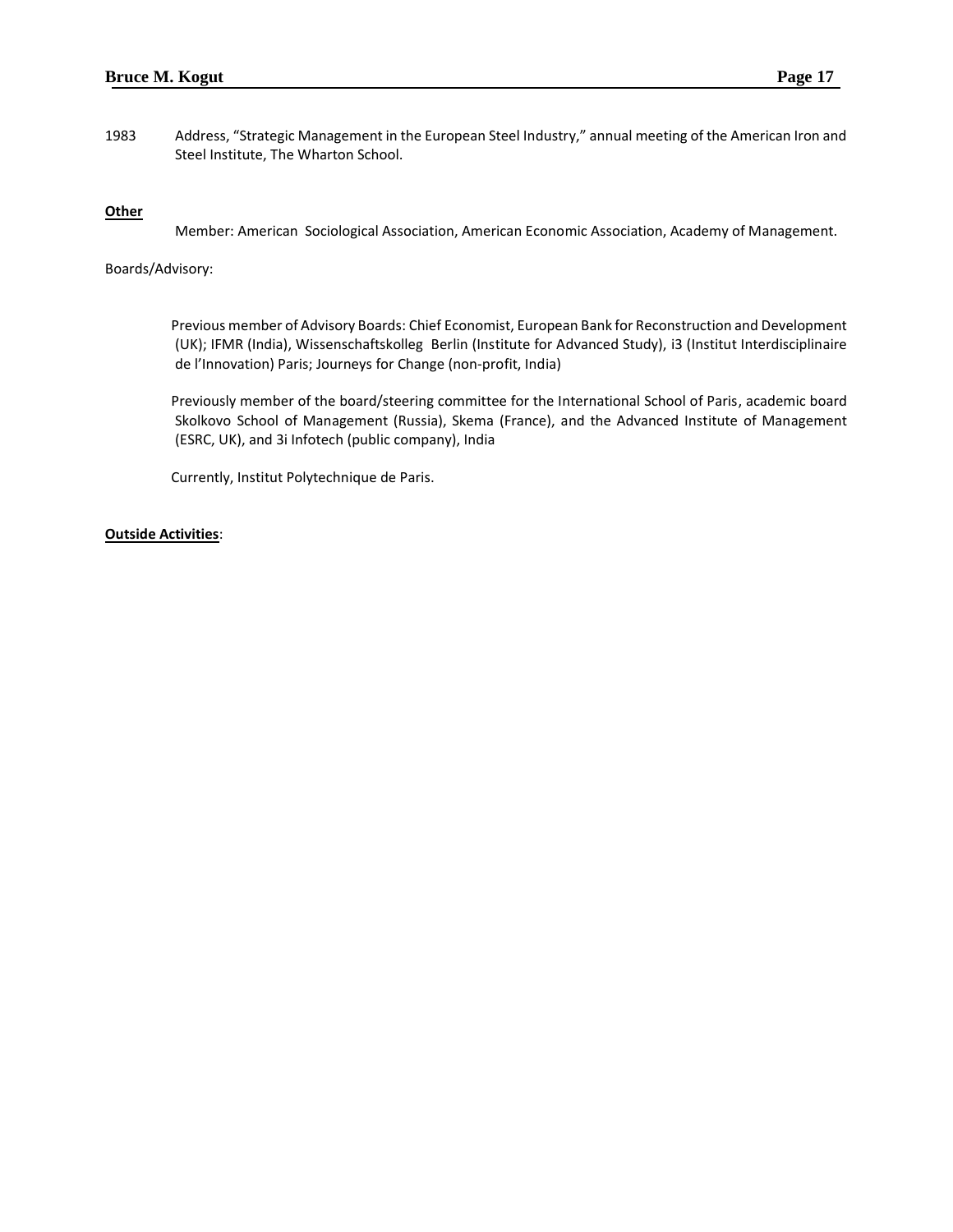1983 Address, "Strategic Management in the European Steel Industry," annual meeting of the American Iron and Steel Institute, The Wharton School.

**Other**

Member: American Sociological Association, American Economic Association, Academy of Management.

Boards/Advisory:

Previous member of Advisory Boards: Chief Economist, European Bank for Reconstruction and Development (UK); IFMR (India), Wissenschaftskolleg Berlin (Institute for Advanced Study), i3 (Institut Interdisciplinaire de l'Innovation) Paris; Journeys for Change (non-profit, India)

Previously member of the board/steering committee for the International School of Paris, academic board Skolkovo School of Management (Russia), Skema (France), and the Advanced Institute of Management (ESRC, UK), and 3i Infotech (public company), India

Currently, Institut Polytechnique de Paris.

**Outside Activities**: